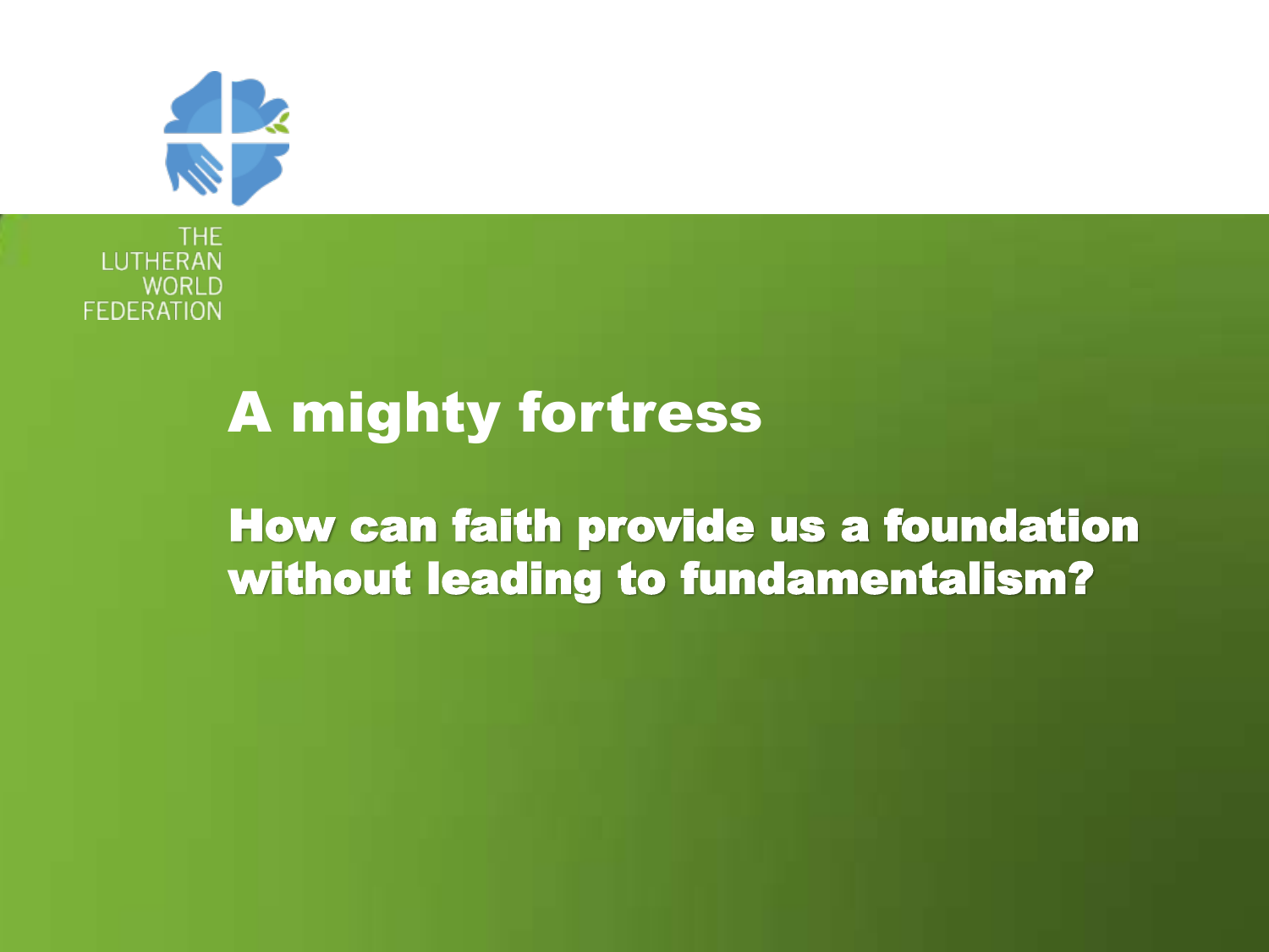THE LUTHERAN WORLD FEDERATION

# A mighty fortress

## How can faith provide us a foundation without leading to fundamentalism?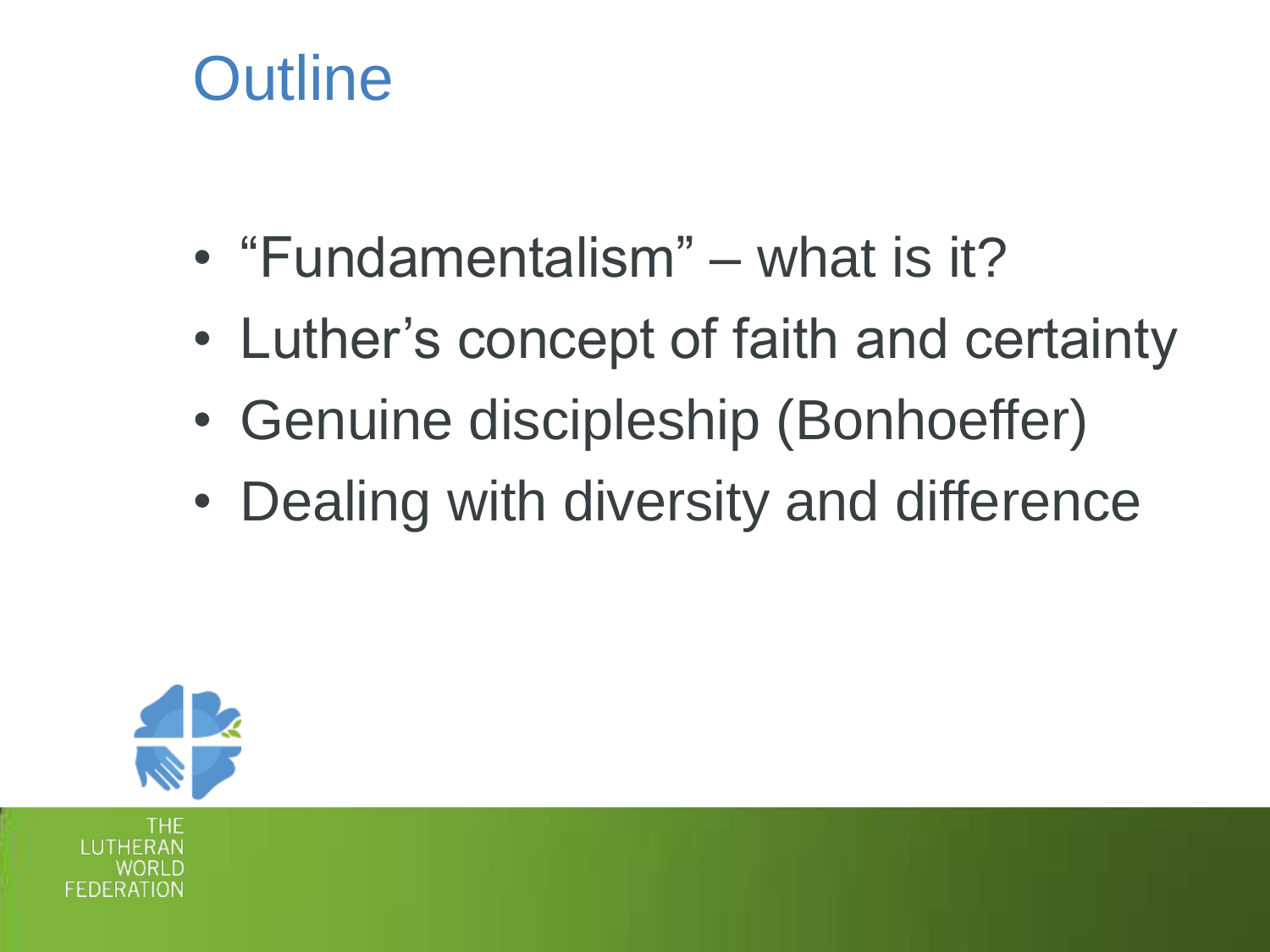# Outline

- "Fundamentalism" – what is it?
- Luther's concept of faith and certainty
- Genuine discipleship (Bonhoeffer)
- Dealing with diversity and difference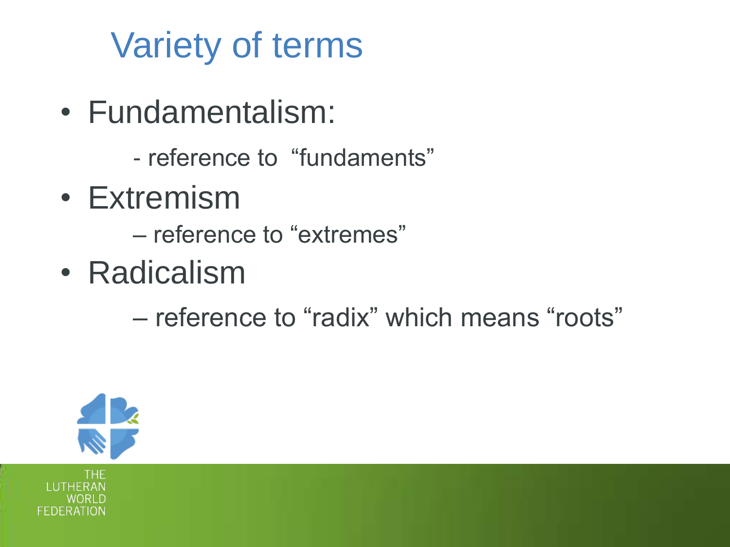# Variety of terms

- Fundamentalism:
  - reference to "fundaments"
- Extremism
  - reference to "extremes"
- Radicalism
  - reference to "radix" which means "roots"

THE LUTHERAN WORLD FEDERATION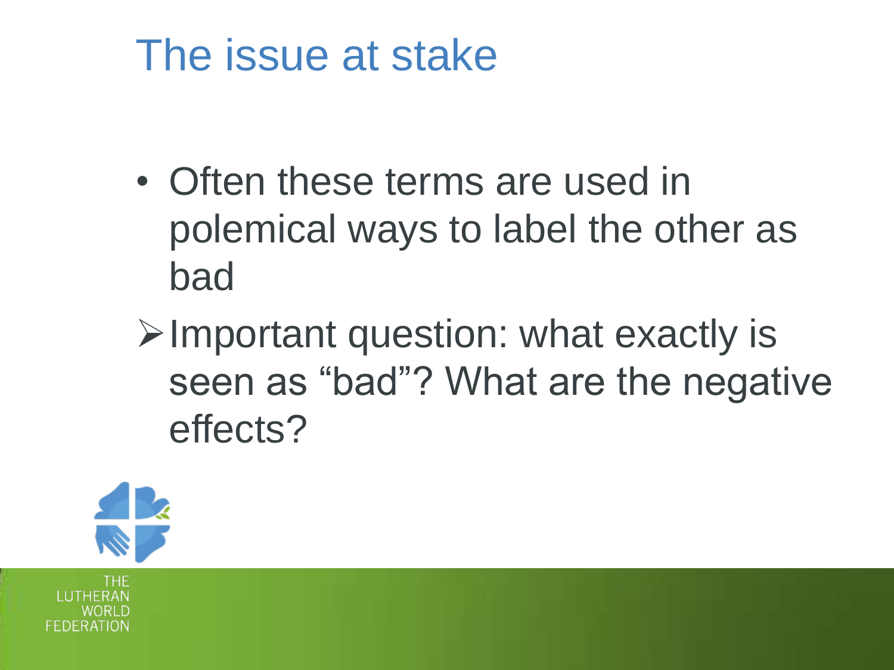# The issue at stake

- Often these terms are used in polemical ways to label the other as bad
  - Important question: what exactly is seen as “bad”? What are the negative effects?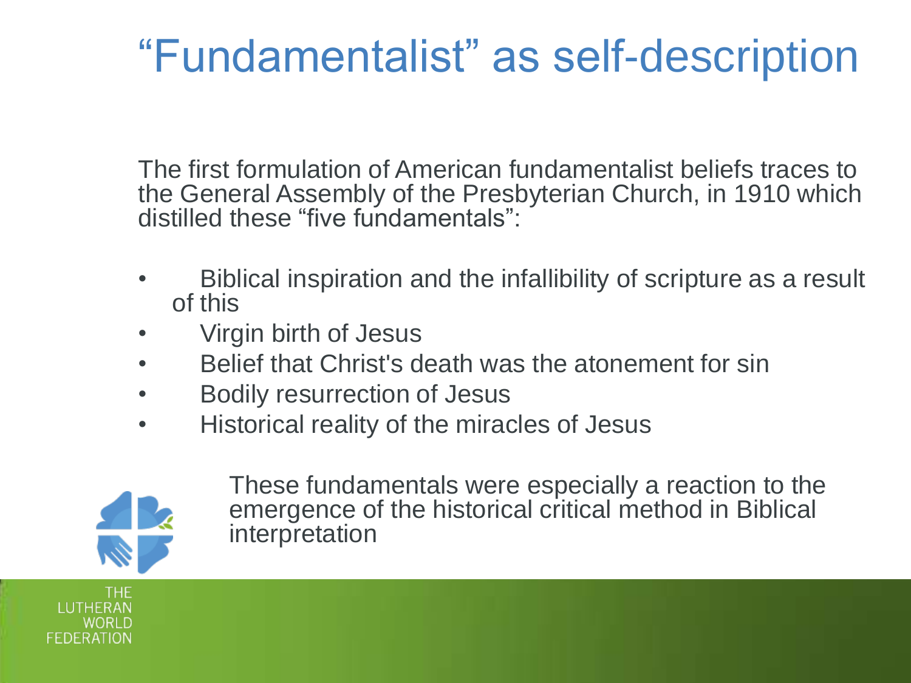# "Fundamentalist" as self-description

The first formulation of American fundamentalist beliefs traces to the General Assembly of the Presbyterian Church, in 1910 which distilled these "five fundamentals":

- Biblical inspiration and the infallibility of scripture as a result of this
- Virgin birth of Jesus
- Belief that Christ's death was the atonement for sin
- Bodily resurrection of Jesus
- Historical reality of the miracles of Jesus

These fundamentals were especially a reaction to the emergence of the historical critical method in Biblical interpretation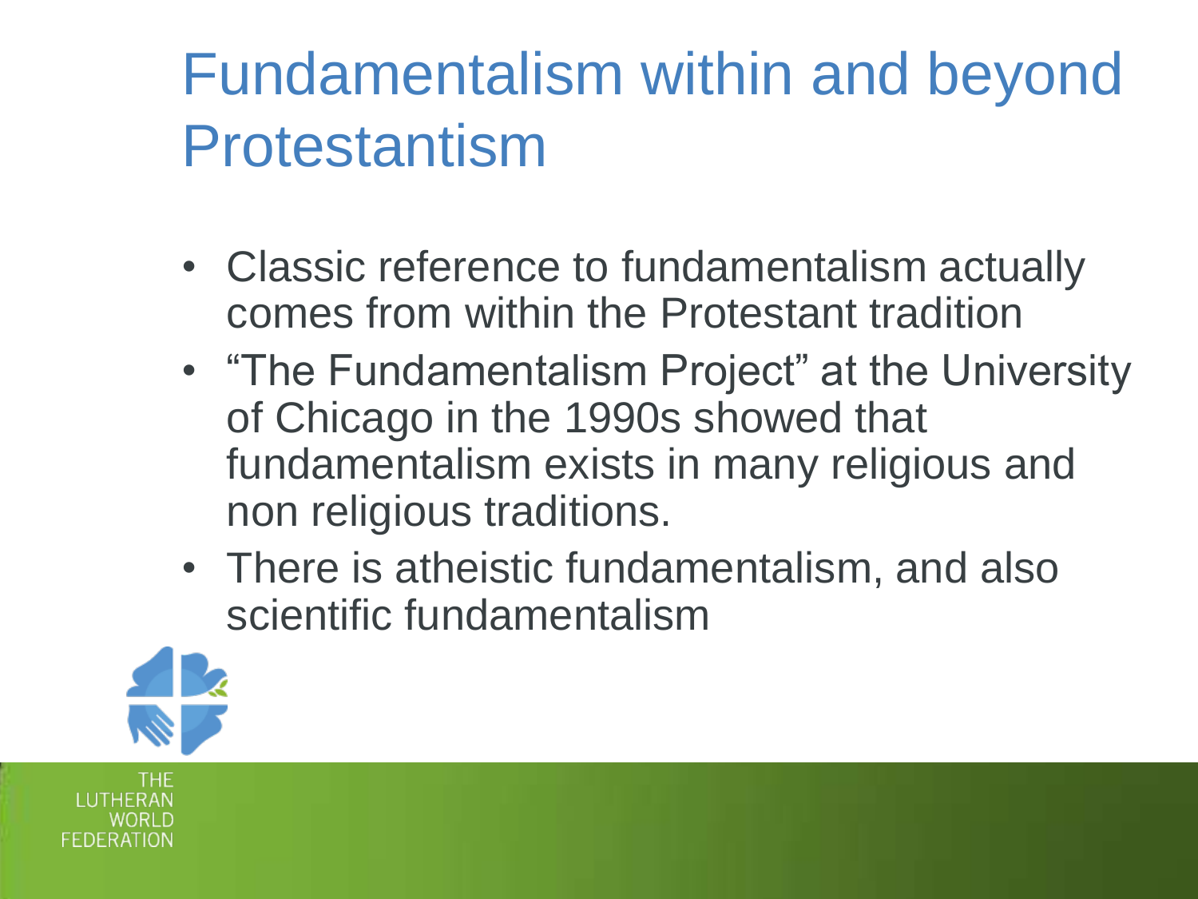# Fundamentalism within and beyond Protestantism

- Classic reference to fundamentalism actually comes from within the Protestant tradition
- "The Fundamentalism Project" at the University of Chicago in the 1990s showed that fundamentalism exists in many religious and non religious traditions.
- There is atheistic fundamentalism, and also scientific fundamentalism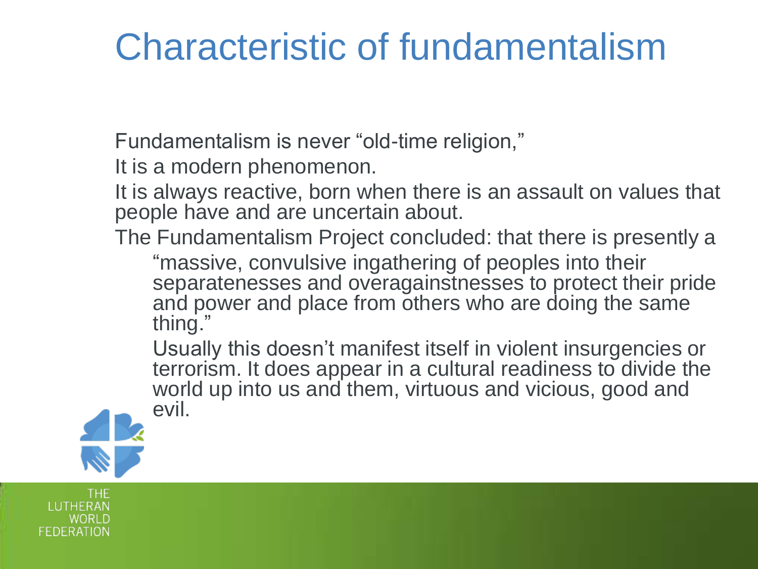# Characteristic of fundamentalism

Fundamentalism is never "old-time religion,"

It is a modern phenomenon.

It is always reactive, born when there is an assault on values that people have and are uncertain about.

The Fundamentalism Project concluded: that there is presently a

> "massive, convulsive ingathering of peoples into their separatenesses and overagainstnesses to protect their pride and power and place from others who are doing the same thing."
>
> Usually this doesn't manifest itself in violent insurgencies or terrorism. It does appear in a cultural readiness to divide the world up into us and them, virtuous and vicious, good and evil.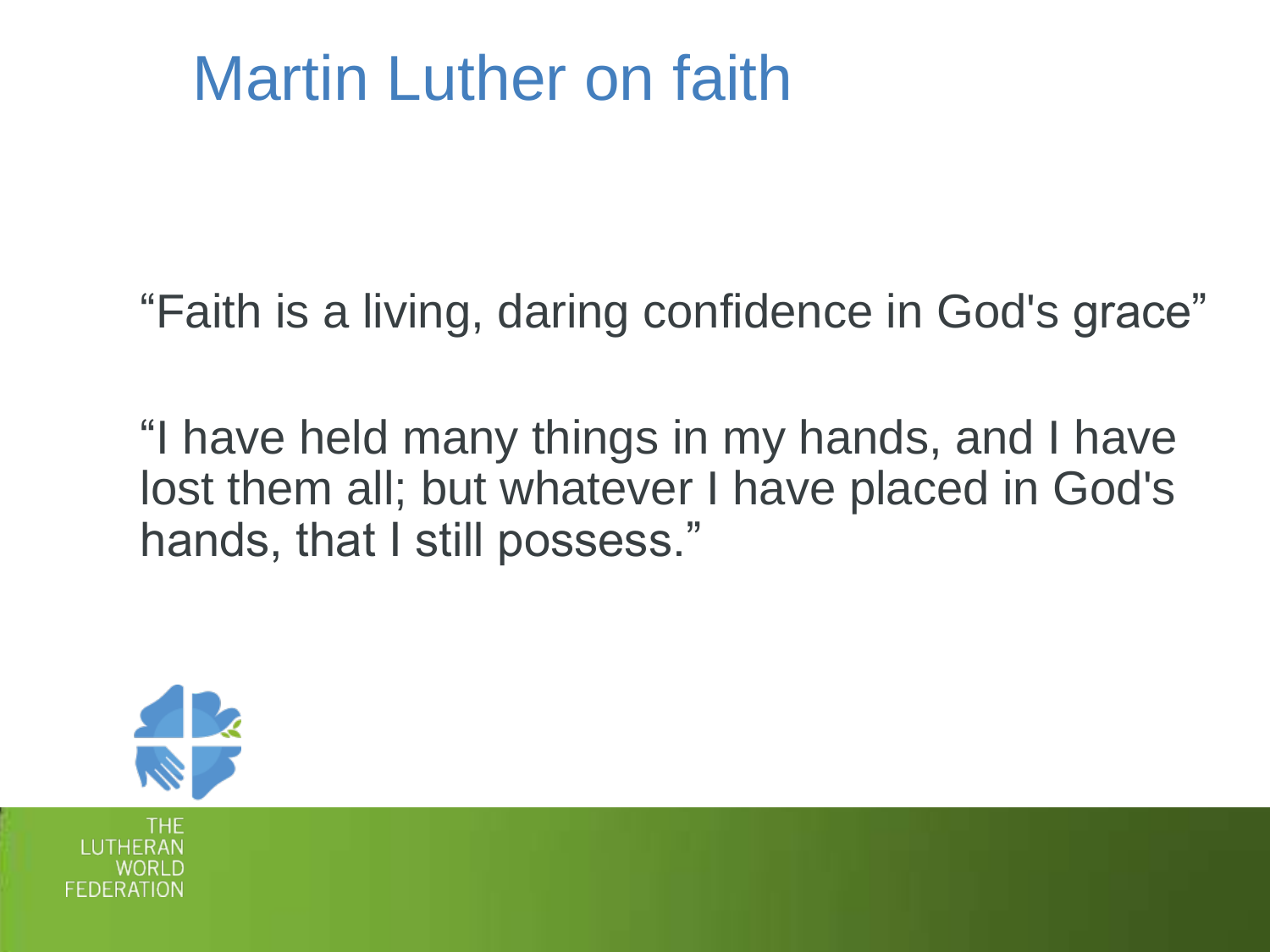# Martin Luther on faith

"Faith is a living, daring confidence in God's grace"

"I have held many things in my hands, and I have lost them all; but whatever I have placed in God's hands, that I still possess."

THE LUTHERAN WORLD FEDERATION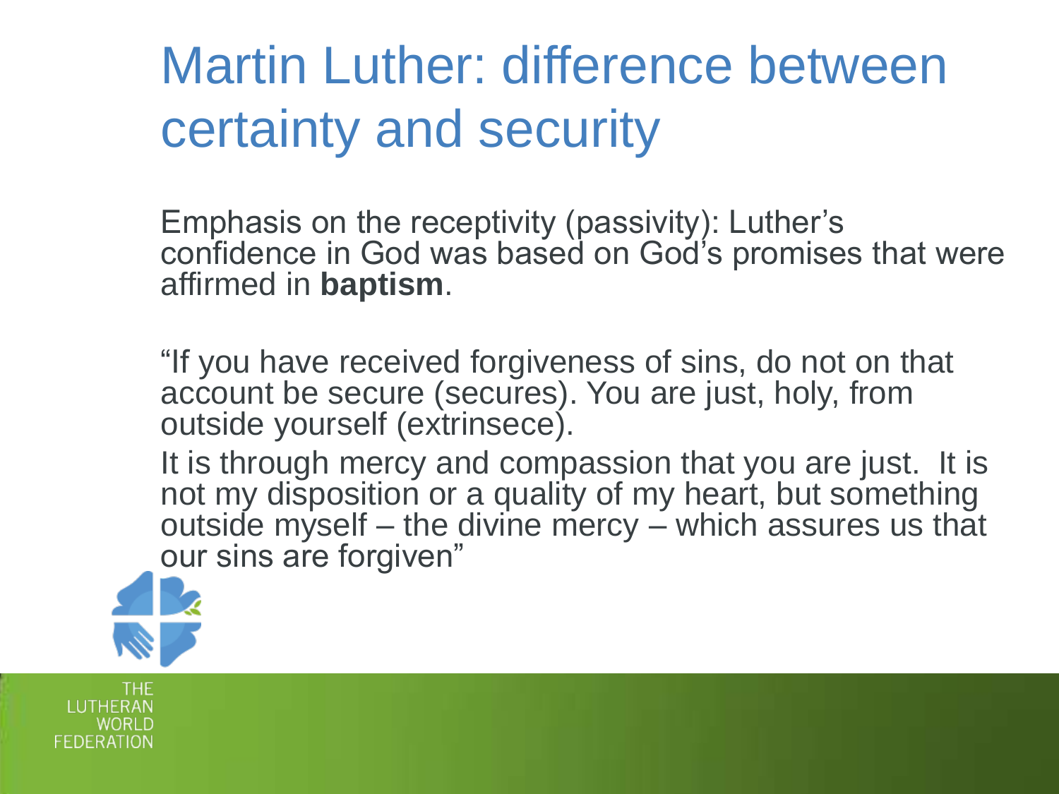# Martin Luther: difference between certainty and security

Emphasis on the receptivity (passivity): Luther's confidence in God was based on God's promises that were affirmed in **baptism**.

"If you have received forgiveness of sins, do not on that account be secure (secures). You are just, holy, from outside yourself (extrinsece).

It is through mercy and compassion that you are just. It is not my disposition or a quality of my heart, but something outside myself – the divine mercy – which assures us that our sins are forgiven"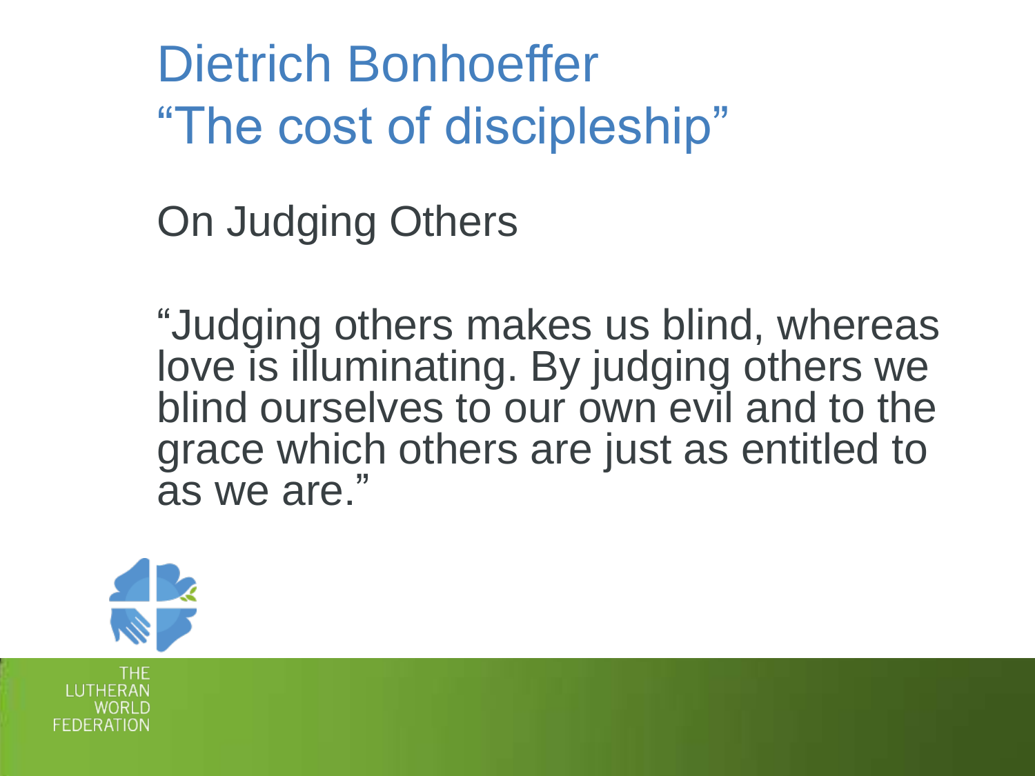# Dietrich Bonhoeffer
# "The cost of discipleship"

## On Judging Others

"Judging others makes us blind, whereas love is illuminating. By judging others we blind ourselves to our own evil and to the grace which others are just as entitled to as we are."

THE LUTHERAN WORLD FEDERATION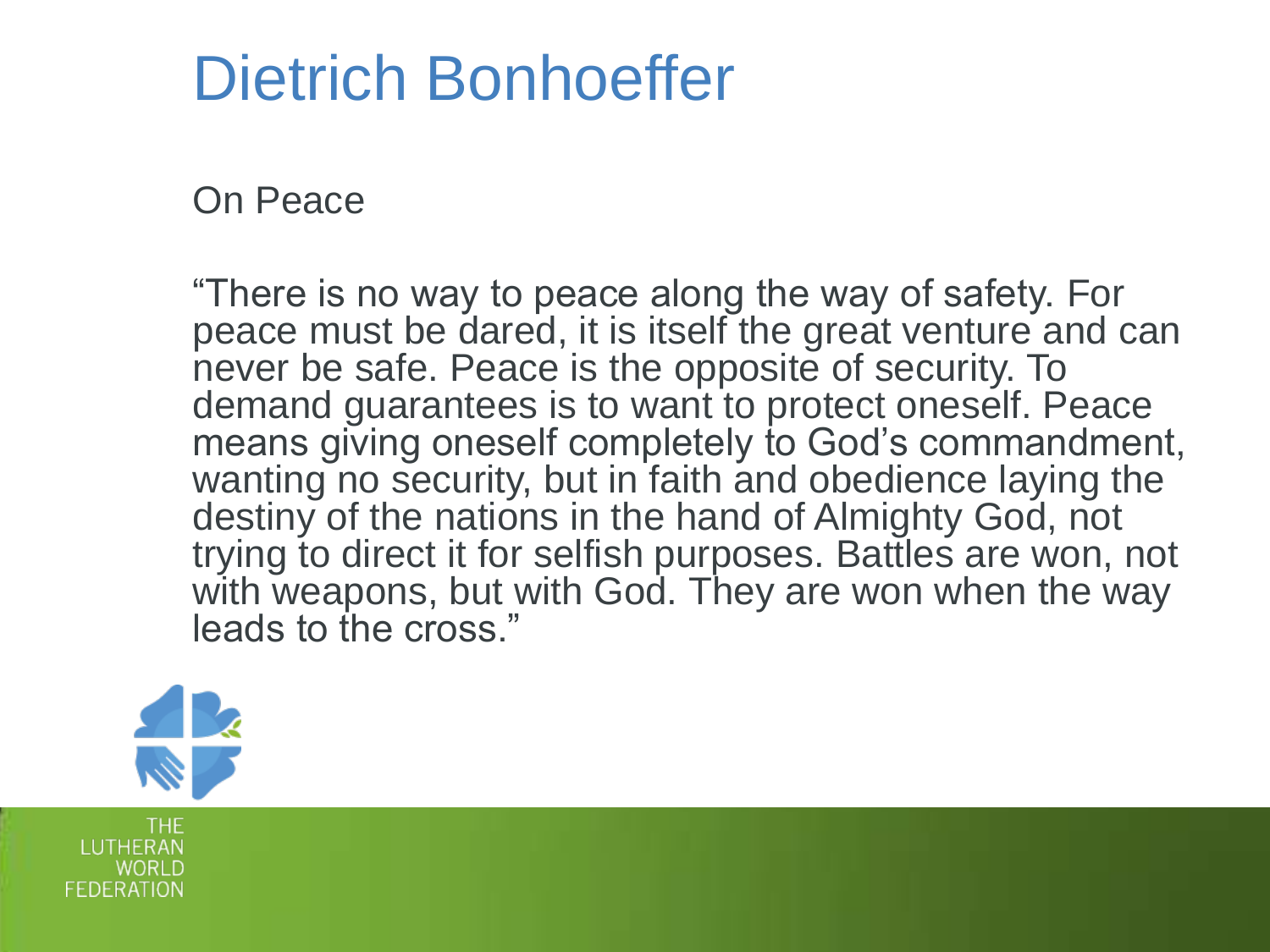# Dietrich Bonhoeffer

On Peace

"There is no way to peace along the way of safety. For peace must be dared, it is itself the great venture and can never be safe. Peace is the opposite of security. To demand guarantees is to want to protect oneself. Peace means giving oneself completely to God's commandment, wanting no security, but in faith and obedience laying the destiny of the nations in the hand of Almighty God, not trying to direct it for selfish purposes. Battles are won, not with weapons, but with God. They are won when the way leads to the cross."

THE LUTHERAN WORLD FEDERATION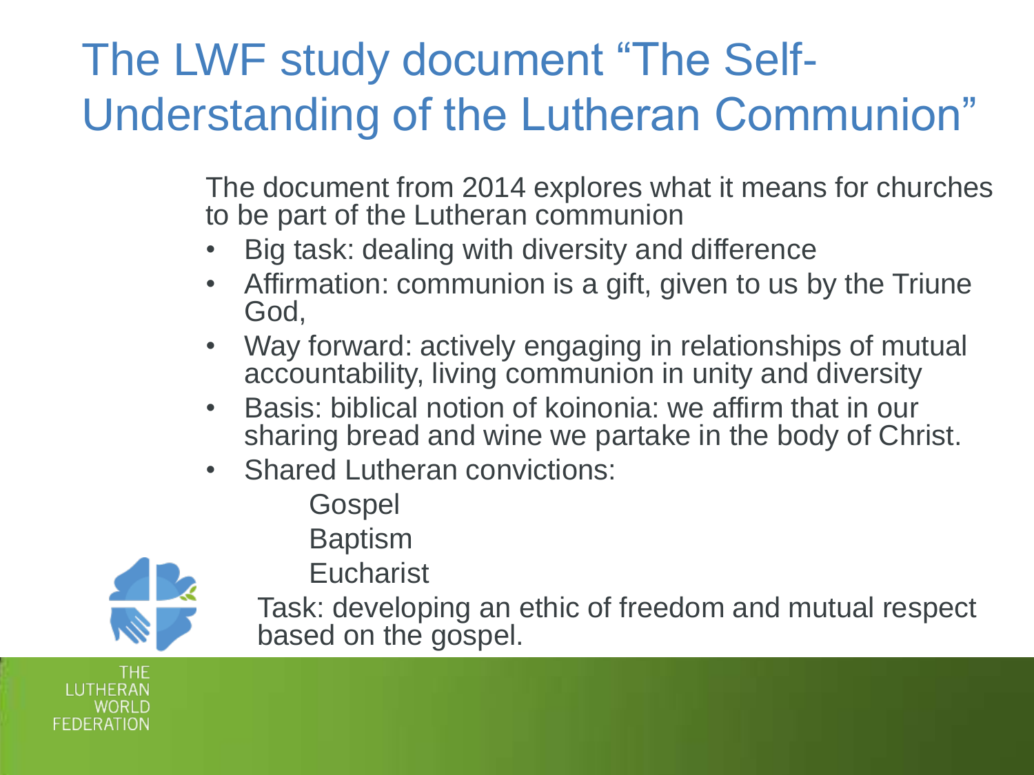# The LWF study document "The Self-Understanding of the Lutheran Communion"

The document from 2014 explores what it means for churches to be part of the Lutheran communion

- Big task: dealing with diversity and difference
- Affirmation: communion is a gift, given to us by the Triune God,
- Way forward: actively engaging in relationships of mutual accountability, living communion in unity and diversity
- Basis: biblical notion of koinonia: we affirm that in our sharing bread and wine we partake in the body of Christ.
- Shared Lutheran convictions:
  - Gospel
  - Baptism
  - Eucharist

Task: developing an ethic of freedom and mutual respect based on the gospel.

THE LUTHERAN WORLD FEDERATION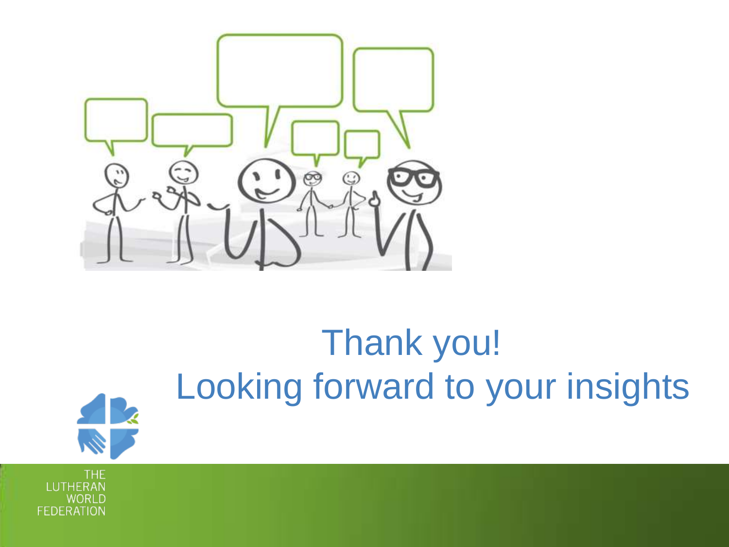Thank you!
Looking forward to your insights

THE LUTHERAN WORLD FEDERATION